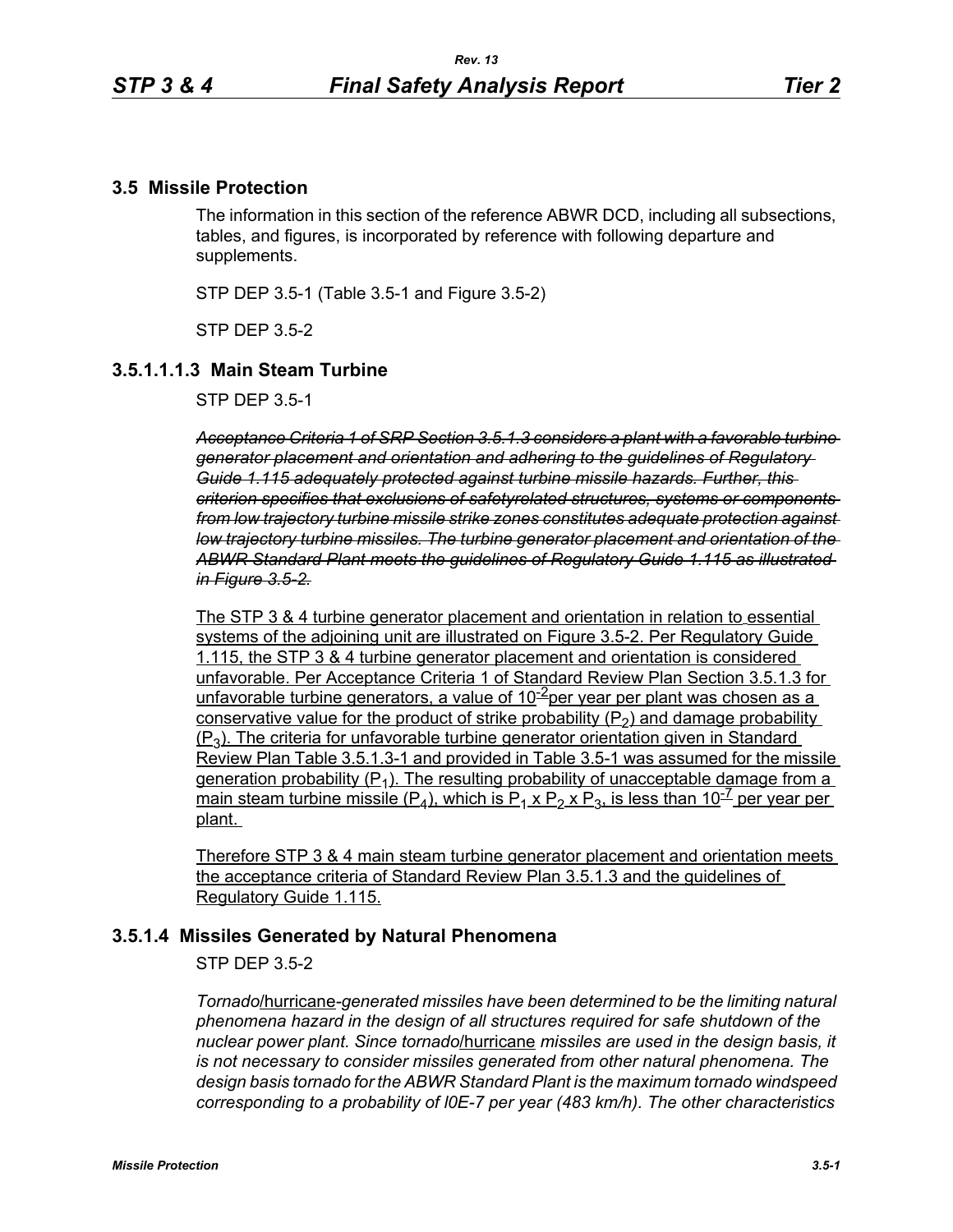## 3.5 Missile Protection

The information in this section of the reference ABWR DCD, including all subsections, tables, and figures, is incorporated by reference with following departure and supplements.

STP DEP 3.5-1 (Table 3.5-1 and Figure 3.5-2)

STP DEP 3.5-2

### 3.5.1.1.1.3 Main Steam Turbine

STP DEP 3.5-1

~~*Acceptance Criteria 1 of SRP Section 3.5.1.3 considers a plant with a favorable turbine generator placement and orientation and adhering to the guidelines of Regulatory Guide 1.115 adequately protected against turbine missile hazards. Further, this criterion specifies that exclusions of safetyrelated structures, systems or components from low trajectory turbine missile strike zones constitutes adequate protection against low trajectory turbine missiles. The turbine generator placement and orientation of the ABWR Standard Plant meets the guidelines of Regulatory Guide 1.115 as illustrated in Figure 3.5-2.*~~

<u>The STP 3 & 4 turbine generator placement and orientation in relation to essential systems of the adjoining unit are illustrated on Figure 3.5-2. Per Regulatory Guide 1.115, the STP 3 & 4 turbine generator placement and orientation is considered unfavorable. Per Acceptance Criteria 1 of Standard Review Plan Section 3.5.1.3 for unfavorable turbine generators, a value of $10^{-2}$ per year per plant was chosen as a conservative value for the product of strike probability ($P_2$) and damage probability ($P_3$). The criteria for unfavorable turbine generator orientation given in Standard Review Plan Table 3.5.1.3-1 and provided in Table 3.5-1 was assumed for the missile generation probability ($P_1$). The resulting probability of unacceptable damage from a main steam turbine missile ($P_4$), which is $P_1 \times P_2 \times P_3$, is less than $10^{-7}$ per year per plant.</u>

<u>Therefore STP 3 & 4 main steam turbine generator placement and orientation meets the acceptance criteria of Standard Review Plan 3.5.1.3 and the guidelines of Regulatory Guide 1.115.</u>

### 3.5.1.4 Missiles Generated by Natural Phenomena

STP DEP 3.5-2

*Tornado*/<u>hurricane</u>*-generated missiles have been determined to be the limiting natural phenomena hazard in the design of all structures required for safe shutdown of the nuclear power plant. Since tornado*/<u>hurricane</u> *missiles are used in the design basis, it is not necessary to consider missiles generated from other natural phenomena. The design basis tornado for the ABWR Standard Plant is the maximum tornado windspeed corresponding to a probability of l0E-7 per year (483 km/h). The other characteristics*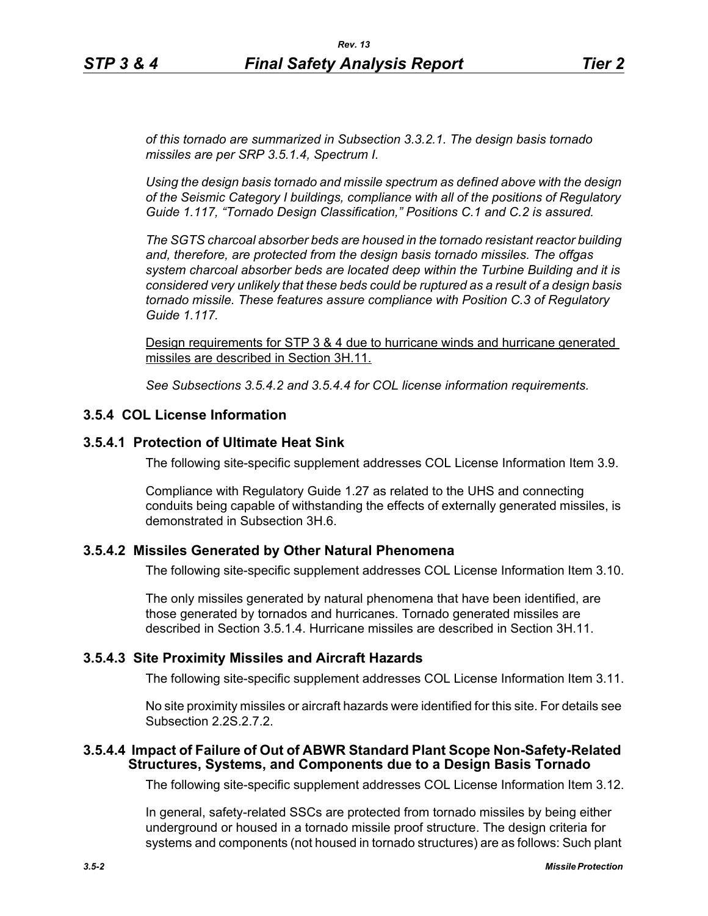*of this tornado are summarized in Subsection 3.3.2.1. The design basis tornado missiles are per SRP 3.5.1.4, Spectrum I.*

*Using the design basis tornado and missile spectrum as defined above with the design of the Seismic Category I buildings, compliance with all of the positions of Regulatory Guide 1.117, "Tornado Design Classification," Positions C.1 and C.2 is assured.*

*The SGTS charcoal absorber beds are housed in the tornado resistant reactor building and, therefore, are protected from the design basis tornado missiles. The offgas system charcoal absorber beds are located deep within the Turbine Building and it is considered very unlikely that these beds could be ruptured as a result of a design basis tornado missile. These features assure compliance with Position C.3 of Regulatory Guide 1.117.*

Design requirements for STP 3 & 4 due to hurricane winds and hurricane generated missiles are described in Section 3H.11.

*See Subsections 3.5.4.2 and 3.5.4.4 for COL license information requirements.*

## 3.5.4 COL License Information

### 3.5.4.1 Protection of Ultimate Heat Sink

The following site-specific supplement addresses COL License Information Item 3.9.

Compliance with Regulatory Guide 1.27 as related to the UHS and connecting conduits being capable of withstanding the effects of externally generated missiles, is demonstrated in Subsection 3H.6.

### 3.5.4.2 Missiles Generated by Other Natural Phenomena

The following site-specific supplement addresses COL License Information Item 3.10.

The only missiles generated by natural phenomena that have been identified, are those generated by tornados and hurricanes. Tornado generated missiles are described in Section 3.5.1.4. Hurricane missiles are described in Section 3H.11.

### 3.5.4.3 Site Proximity Missiles and Aircraft Hazards

The following site-specific supplement addresses COL License Information Item 3.11.

No site proximity missiles or aircraft hazards were identified for this site. For details see Subsection 2.2S.2.7.2.

### 3.5.4.4 Impact of Failure of Out of ABWR Standard Plant Scope Non-Safety-Related Structures, Systems, and Components due to a Design Basis Tornado

The following site-specific supplement addresses COL License Information Item 3.12.

In general, safety-related SSCs are protected from tornado missiles by being either underground or housed in a tornado missile proof structure. The design criteria for systems and components (not housed in tornado structures) are as follows: Such plant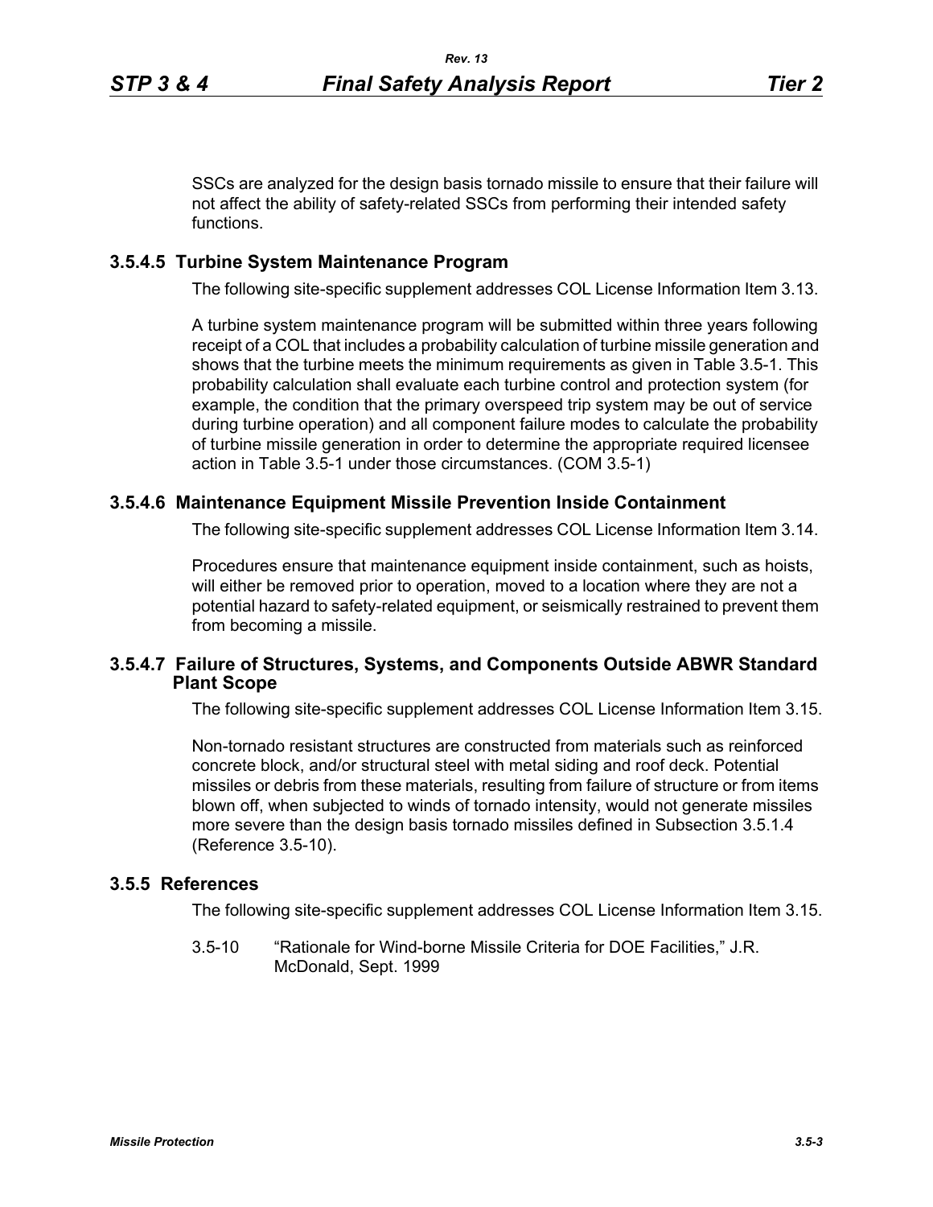SSCs are analyzed for the design basis tornado missile to ensure that their failure will not affect the ability of safety-related SSCs from performing their intended safety functions.

### 3.5.4.5 Turbine System Maintenance Program

The following site-specific supplement addresses COL License Information Item 3.13.

A turbine system maintenance program will be submitted within three years following receipt of a COL that includes a probability calculation of turbine missile generation and shows that the turbine meets the minimum requirements as given in Table 3.5-1. This probability calculation shall evaluate each turbine control and protection system (for example, the condition that the primary overspeed trip system may be out of service during turbine operation) and all component failure modes to calculate the probability of turbine missile generation in order to determine the appropriate required licensee action in Table 3.5-1 under those circumstances. (COM 3.5-1)

### 3.5.4.6 Maintenance Equipment Missile Prevention Inside Containment

The following site-specific supplement addresses COL License Information Item 3.14.

Procedures ensure that maintenance equipment inside containment, such as hoists, will either be removed prior to operation, moved to a location where they are not a potential hazard to safety-related equipment, or seismically restrained to prevent them from becoming a missile.

### 3.5.4.7 Failure of Structures, Systems, and Components Outside ABWR Standard Plant Scope

The following site-specific supplement addresses COL License Information Item 3.15.

Non-tornado resistant structures are constructed from materials such as reinforced concrete block, and/or structural steel with metal siding and roof deck. Potential missiles or debris from these materials, resulting from failure of structure or from items blown off, when subjected to winds of tornado intensity, would not generate missiles more severe than the design basis tornado missiles defined in Subsection 3.5.1.4 (Reference 3.5-10).

## 3.5.5 References

The following site-specific supplement addresses COL License Information Item 3.15.

3.5-10 "Rationale for Wind-borne Missile Criteria for DOE Facilities," J.R. McDonald, Sept. 1999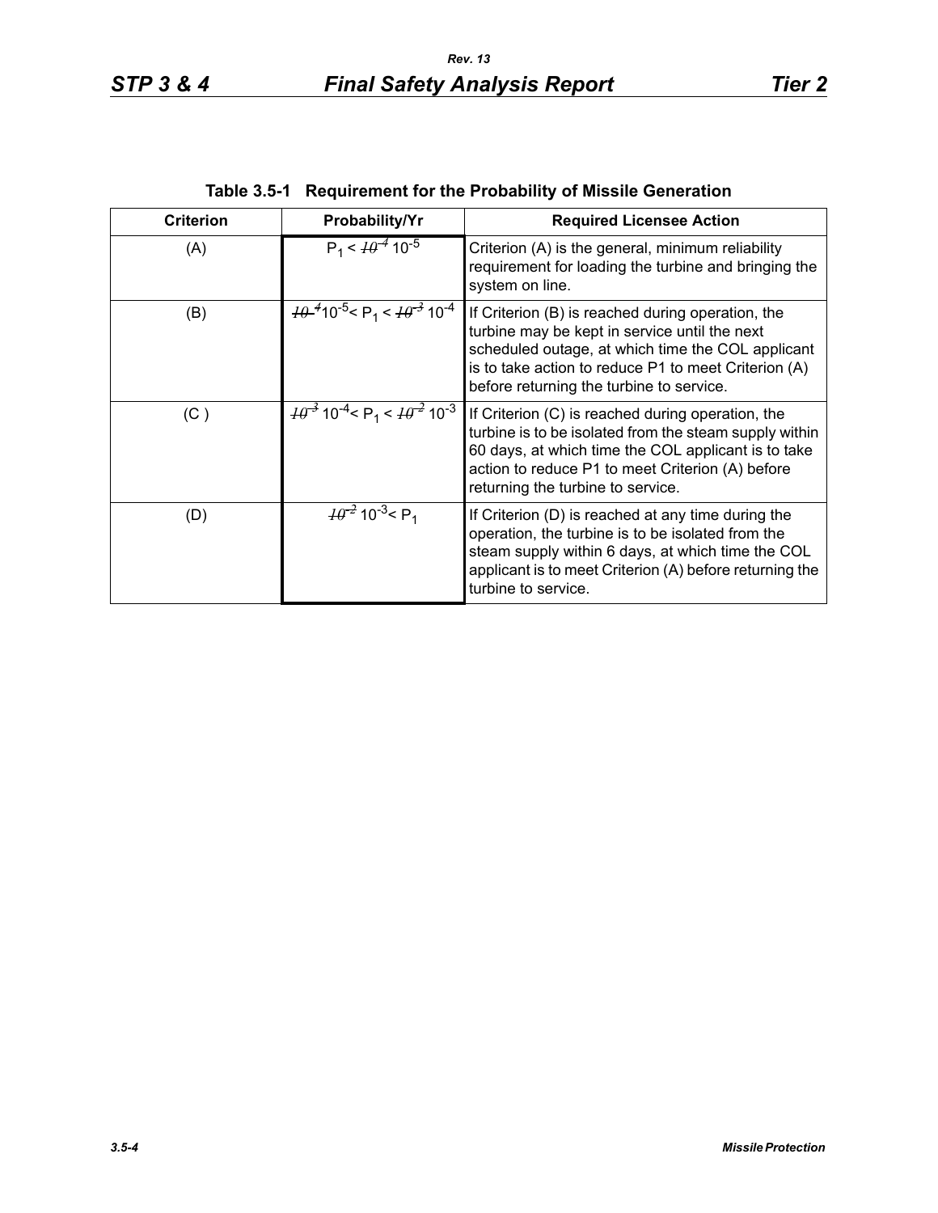**Table 3.5-1 Requirement for the Probability of Missile Generation**

| Criterion | Probability/Yr | Required Licensee Action |
|---|---|---|
| (A) | $P_1 < ~~10^{-4}~~ 10^{-5}$ | Criterion (A) is the general, minimum reliability requirement for loading the turbine and bringing the system on line. |
| (B) | $~~10^{-4}~~ 10^{-5} < P_1 < ~~10^{-3}~~ 10^{-4}$ | If Criterion (B) is reached during operation, the turbine may be kept in service until the next scheduled outage, at which time the COL applicant is to take action to reduce P1 to meet Criterion (A) before returning the turbine to service. |
| (C ) | $~~10^{-3}~~ 10^{-4} < P_1 < ~~10^{-2}~~ 10^{-3}$ | If Criterion (C) is reached during operation, the turbine is to be isolated from the steam supply within 60 days, at which time the COL applicant is to take action to reduce P1 to meet Criterion (A) before returning the turbine to service. |
| (D) | $~~10^{-2}~~ 10^{-3} < P_1$ | If Criterion (D) is reached at any time during the operation, the turbine is to be isolated from the steam supply within 6 days, at which time the COL applicant is to meet Criterion (A) before returning the turbine to service. |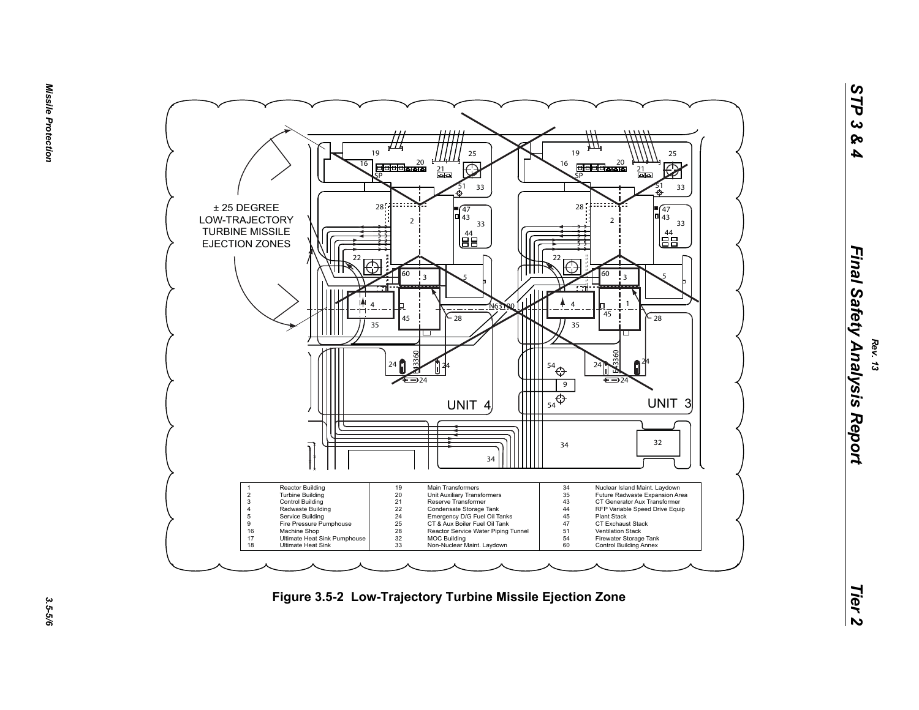± 25 DEGREE
LOW-TRAJECTORY
TURBINE MISSILE
EJECTION ZONES

UNIT 4

UNIT 3

N63100

E43360

| | | | | | |
|---|---|---|---|---|---|
| 1 | Reactor Building | 19 | Main Transformers | 34 | Nuclear Island Maint. Laydown |
| 2 | Turbine Building | 20 | Unit Auxiliary Transformers | 35 | Future Radwaste Expansion Area |
| 3 | Control Building | 21 | Reserve Transformer | 43 | CT Generator Aux Transformer |
| 4 | Radwaste Building | 22 | Condensate Storage Tank | 44 | RFP Variable Speed Drive Equip |
| 5 | Service Building | 24 | Emergency D/G Fuel Oil Tanks | 45 | Plant Stack |
| 9 | Fire Pressure Pumphouse | 25 | CT & Aux Boiler Fuel Oil Tank | 47 | CT Exhaust Stack |
| 16 | Machine Shop | 28 | Reactor Service Water Piping Tunnel | 51 | Ventilation Stack |
| 17 | Ultimate Heat Sink Pumphouse | 32 | MOC Building | 54 | Firewater Storage Tank |
| 18 | Ultimate Heat Sink | 33 | Non-Nuclear Maint. Laydown | 60 | Control Building Annex |

**Figure 3.5-2 Low-Trajectory Turbine Missile Ejection Zone**